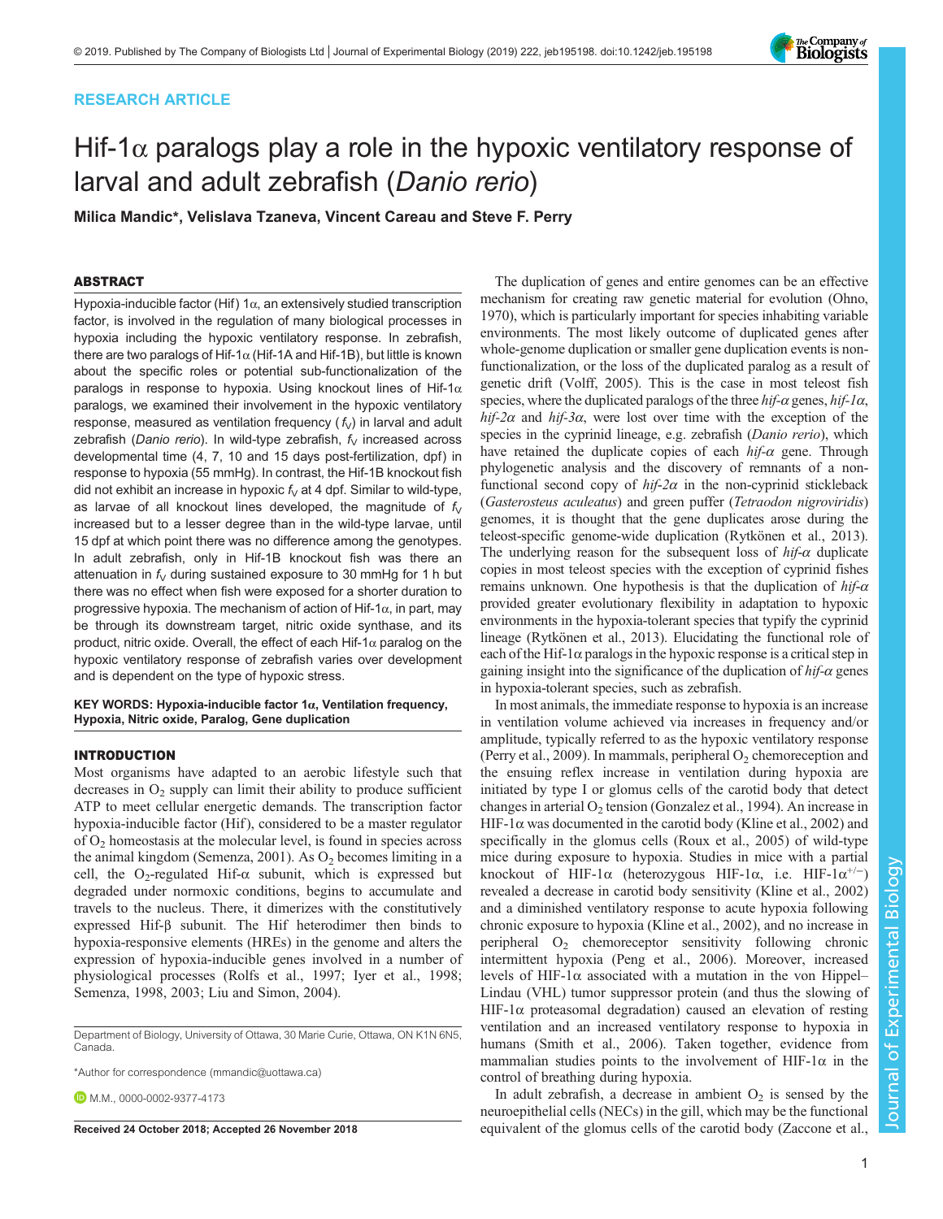RESEARCH ARTICLE

# Hif-1α paralogs play a role in the hypoxic ventilatory response of larval and adult zebrafish (*Danio rerio*)

**Milica Mandic\*, Velislava Tzaneva, Vincent Careau and Steve F. Perry**

## ABSTRACT

Hypoxia-inducible factor (Hif) 1α, an extensively studied transcription factor, is involved in the regulation of many biological processes in hypoxia including the hypoxic ventilatory response. In zebrafish, there are two paralogs of Hif-1α (Hif-1A and Hif-1B), but little is known about the specific roles or potential sub-functionalization of the paralogs in response to hypoxia. Using knockout lines of Hif-1α paralogs, we examined their involvement in the hypoxic ventilatory response, measured as ventilation frequency ($f_V$) in larval and adult zebrafish (*Danio rerio*). In wild-type zebrafish, $f_V$ increased across developmental time (4, 7, 10 and 15 days post-fertilization, dpf) in response to hypoxia (55 mmHg). In contrast, the Hif-1B knockout fish did not exhibit an increase in hypoxic $f_V$ at 4 dpf. Similar to wild-type, as larvae of all knockout lines developed, the magnitude of $f_V$ increased but to a lesser degree than in the wild-type larvae, until 15 dpf at which point there was no difference among the genotypes. In adult zebrafish, only in Hif-1B knockout fish was there an attenuation in $f_V$ during sustained exposure to 30 mmHg for 1 h but there was no effect when fish were exposed for a shorter duration to progressive hypoxia. The mechanism of action of Hif-1α, in part, may be through its downstream target, nitric oxide synthase, and its product, nitric oxide. Overall, the effect of each Hif-1α paralog on the hypoxic ventilatory response of zebrafish varies over development and is dependent on the type of hypoxic stress.

**KEY WORDS: Hypoxia-inducible factor 1α, Ventilation frequency, Hypoxia, Nitric oxide, Paralog, Gene duplication**

## INTRODUCTION

Most organisms have adapted to an aerobic lifestyle such that decreases in $O_2$ supply can limit their ability to produce sufficient ATP to meet cellular energetic demands. The transcription factor hypoxia-inducible factor (Hif), considered to be a master regulator of $O_2$ homeostasis at the molecular level, is found in species across the animal kingdom (Semenza, 2001). As $O_2$ becomes limiting in a cell, the $O_2$-regulated Hif-α subunit, which is expressed but degraded under normoxic conditions, begins to accumulate and travels to the nucleus. There, it dimerizes with the constitutively expressed Hif-β subunit. The Hif heterodimer then binds to hypoxia-responsive elements (HREs) in the genome and alters the expression of hypoxia-inducible genes involved in a number of physiological processes (Rolfs et al., 1997; Iyer et al., 1998; Semenza, 1998, 2003; Liu and Simon, 2004).

The duplication of genes and entire genomes can be an effective mechanism for creating raw genetic material for evolution (Ohno, 1970), which is particularly important for species inhabiting variable environments. The most likely outcome of duplicated genes after whole-genome duplication or smaller gene duplication events is non-functionalization, or the loss of the duplicated paralog as a result of genetic drift (Volff, 2005). This is the case in most teleost fish species, where the duplicated paralogs of the three *hif-α* genes, *hif-1α*, *hif-2α* and *hif-3α*, were lost over time with the exception of the species in the cyprinid lineage, e.g. zebrafish (*Danio rerio*), which have retained the duplicate copies of each *hif-α* gene. Through phylogenetic analysis and the discovery of remnants of a non-functional second copy of *hif-2α* in the non-cyprinid stickleback (*Gasterosteus aculeatus*) and green puffer (*Tetraodon nigroviridis*) genomes, it is thought that the gene duplicates arose during the teleost-specific genome-wide duplication (Rytkönen et al., 2013). The underlying reason for the subsequent loss of *hif-α* duplicate copies in most teleost species with the exception of cyprinid fishes remains unknown. One hypothesis is that the duplication of *hif-α* provided greater evolutionary flexibility in adaptation to hypoxic environments in the hypoxia-tolerant species that typify the cyprinid lineage (Rytkönen et al., 2013). Elucidating the functional role of each of the Hif-1α paralogs in the hypoxic response is a critical step in gaining insight into the significance of the duplication of *hif-α* genes in hypoxia-tolerant species, such as zebrafish.

In most animals, the immediate response to hypoxia is an increase in ventilation volume achieved via increases in frequency and/or amplitude, typically referred to as the hypoxic ventilatory response (Perry et al., 2009). In mammals, peripheral $O_2$ chemoreception and the ensuing reflex increase in ventilation during hypoxia are initiated by type I or glomus cells of the carotid body that detect changes in arterial $O_2$ tension (Gonzalez et al., 1994). An increase in HIF-1α was documented in the carotid body (Kline et al., 2002) and specifically in the glomus cells (Roux et al., 2005) of wild-type mice during exposure to hypoxia. Studies in mice with a partial knockout of HIF-1α (heterozygous HIF-1α, i.e. HIF-1α$^{+/-}$) revealed a decrease in carotid body sensitivity (Kline et al., 2002) and a diminished ventilatory response to acute hypoxia following chronic exposure to hypoxia (Kline et al., 2002), and no increase in peripheral $O_2$ chemoreceptor sensitivity following chronic intermittent hypoxia (Peng et al., 2006). Moreover, increased levels of HIF-1α associated with a mutation in the von Hippel–Lindau (VHL) tumor suppressor protein (and thus the slowing of HIF-1α proteasomal degradation) caused an elevation of resting ventilation and an increased ventilatory response to hypoxia in humans (Smith et al., 2006). Taken together, evidence from mammalian studies points to the involvement of HIF-1α in the control of breathing during hypoxia.

In adult zebrafish, a decrease in ambient $O_2$ is sensed by the neuroepithelial cells (NECs) in the gill, which may be the functional equivalent of the glomus cells of the carotid body (Zaccone et al.,

Department of Biology, University of Ottawa, 30 Marie Curie, Ottawa, ON K1N 6N5, Canada.

\*Author for correspondence (mmandic@uottawa.ca)

M.M., 0000-0002-9377-4173

**Received 24 October 2018; Accepted 26 November 2018**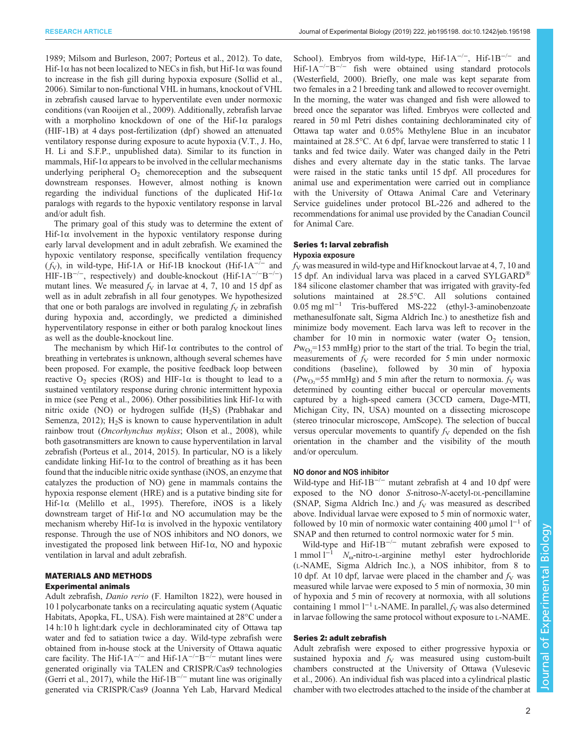1989; Milsom and Burleson, 2007; Porteus et al., 2012). To date, Hif-1α has not been localized to NECs in fish, but Hif-1α was found to increase in the fish gill during hypoxia exposure (Sollid et al., 2006). Similar to non-functional VHL in humans, knockout of VHL in zebrafish caused larvae to hyperventilate even under normoxic conditions (van Rooijen et al., 2009). Additionally, zebrafish larvae with a morpholino knockdown of one of the Hif-1α paralogs (HIF-1B) at 4 days post-fertilization (dpf) showed an attenuated ventilatory response during exposure to acute hypoxia (V.T., J. Ho, H. Li and S.F.P., unpublished data). Similar to its function in mammals, Hif-1α appears to be involved in the cellular mechanisms underlying peripheral $O_2$ chemoreception and the subsequent downstream responses. However, almost nothing is known regarding the individual functions of the duplicated Hif-1α paralogs with regards to the hypoxic ventilatory response in larval and/or adult fish.

The primary goal of this study was to determine the extent of Hif-1α involvement in the hypoxic ventilatory response during early larval development and in adult zebrafish. We examined the hypoxic ventilatory response, specifically ventilation frequency ($f_V$), in wild-type, Hif-1A or Hif-1B knockout (Hif-1A$^{-/-}$ and HIF-1B$^{-/-}$, respectively) and double-knockout (Hif-1A$^{-/-}$B$^{-/-}$) mutant lines. We measured $f_V$ in larvae at 4, 7, 10 and 15 dpf as well as in adult zebrafish in all four genotypes. We hypothesized that one or both paralogs are involved in regulating $f_V$ in zebrafish during hypoxia and, accordingly, we predicted a diminished hyperventilatory response in either or both paralog knockout lines as well as the double-knockout line.

The mechanism by which Hif-1α contributes to the control of breathing in vertebrates is unknown, although several schemes have been proposed. For example, the positive feedback loop between reactive $O_2$ species (ROS) and HIF-1α is thought to lead to a sustained ventilatory response during chronic intermittent hypoxia in mice (see Peng et al., 2006). Other possibilities link Hif-1α with nitric oxide (NO) or hydrogen sulfide ($H_2S$) (Prabhakar and Semenza, 2012); $H_2S$ is known to cause hyperventilation in adult rainbow trout (*Oncorhynchus mykiss*; Olson et al., 2008), while both gasotransmitters are known to cause hyperventilation in larval zebrafish (Porteus et al., 2014, 2015). In particular, NO is a likely candidate linking Hif-1α to the control of breathing as it has been found that the inducible nitric oxide synthase (iNOS, an enzyme that catalyzes the production of NO) gene in mammals contains the hypoxia response element (HRE) and is a putative binding site for Hif-1α (Melillo et al., 1995). Therefore, iNOS is a likely downstream target of Hif-1α and NO accumulation may be the mechanism whereby Hif-1α is involved in the hypoxic ventilatory response. Through the use of NOS inhibitors and NO donors, we investigated the proposed link between Hif-1α, NO and hypoxic ventilation in larval and adult zebrafish.

## MATERIALS AND METHODS

### Experimental animals

Adult zebrafish, *Danio rerio* (F. Hamilton 1822), were housed in 10 l polycarbonate tanks on a recirculating aquatic system (Aquatic Habitats, Apopka, FL, USA). Fish were maintained at 28°C under a 14 h:10 h light:dark cycle in dechloraminated city of Ottawa tap water and fed to satiation twice a day. Wild-type zebrafish were obtained from in-house stock at the University of Ottawa aquatic care facility. The Hif-1A$^{-/-}$ and Hif-1A$^{-/-}$B$^{-/-}$ mutant lines were generated originally via TALEN and CRISPR/Cas9 technologies (Gerri et al., 2017), while the Hif-1B$^{-/-}$ mutant line was originally generated via CRISPR/Cas9 (Joanna Yeh Lab, Harvard Medical School). Embryos from wild-type, Hif-1A$^{-/-}$, Hif-1B$^{-/-}$ and Hif-1A$^{-/-}$B$^{-/-}$ fish were obtained using standard protocols (Westerfield, 2000). Briefly, one male was kept separate from two females in a 2 l breeding tank and allowed to recover overnight. In the morning, the water was changed and fish were allowed to breed once the separator was lifted. Embryos were collected and reared in 50 ml Petri dishes containing dechloraminated city of Ottawa tap water and 0.05% Methylene Blue in an incubator maintained at 28.5°C. At 6 dpf, larvae were transferred to static 1 l tanks and fed twice daily. Water was changed daily in the Petri dishes and every alternate day in the static tanks. The larvae were raised in the static tanks until 15 dpf. All procedures for animal use and experimentation were carried out in compliance with the University of Ottawa Animal Care and Veterinary Service guidelines under protocol BL-226 and adhered to the recommendations for animal use provided by the Canadian Council for Animal Care.

### Series 1: larval zebrafish

#### Hypoxia exposure

$f_V$ was measured in wild-type and Hif knockout larvae at 4, 7, 10 and 15 dpf. An individual larva was placed in a carved SYLGARD® 184 silicone elastomer chamber that was irrigated with gravity-fed solutions maintained at 28.5°C. All solutions contained 0.05 mg ml$^{-1}$ Tris-buffered MS-222 (ethyl-3-aminobenzoate methanesulfonate salt, Sigma Aldrich Inc.) to anesthetize fish and minimize body movement. Each larva was left to recover in the chamber for 10 min in normoxic water (water $O_2$ tension, $P_{W_{O_2}}$=153 mmHg) prior to the start of the trial. To begin the trial, measurements of $f_V$ were recorded for 5 min under normoxic conditions (baseline), followed by 30 min of hypoxia ($P_{W_{O_2}}$=55 mmHg) and 5 min after the return to normoxia. $f_V$ was determined by counting either buccal or opercular movements captured by a high-speed camera (3CCD camera, Dage-MTI, Michigan City, IN, USA) mounted on a dissecting microscope (stereo trinocular microscope, AmScope). The selection of buccal versus opercular movements to quantify $f_V$ depended on the fish orientation in the chamber and the visibility of the mouth and/or operculum.

#### NO donor and NOS inhibitor

Wild-type and Hif-1B$^{-/-}$ mutant zebrafish at 4 and 10 dpf were exposed to the NO donor *S*-nitroso-*N*-acetyl-DL-pencillamine (SNAP, Sigma Aldrich Inc.) and $f_V$ was measured as described above. Individual larvae were exposed to 5 min of normoxic water, followed by 10 min of normoxic water containing 400 µmol l$^{-1}$ of SNAP and then returned to control normoxic water for 5 min.

Wild-type and Hif-1B$^{-/-}$ mutant zebrafish were exposed to 1 mmol l$^{-1}$ $N_\omega$-nitro-L-arginine methyl ester hydrochloride (L-NAME, Sigma Aldrich Inc.), a NOS inhibitor, from 8 to 10 dpf. At 10 dpf, larvae were placed in the chamber and $f_V$ was measured while larvae were exposed to 5 min of normoxia, 30 min of hypoxia and 5 min of recovery at normoxia, with all solutions containing 1 mmol l$^{-1}$ L-NAME. In parallel, $f_V$ was also determined in larvae following the same protocol without exposure to L-NAME.

### Series 2: adult zebrafish

Adult zebrafish were exposed to either progressive hypoxia or sustained hypoxia and $f_V$ was measured using custom-built chambers constructed at the University of Ottawa (Vulesevic et al., 2006). An individual fish was placed into a cylindrical plastic chamber with two electrodes attached to the inside of the chamber at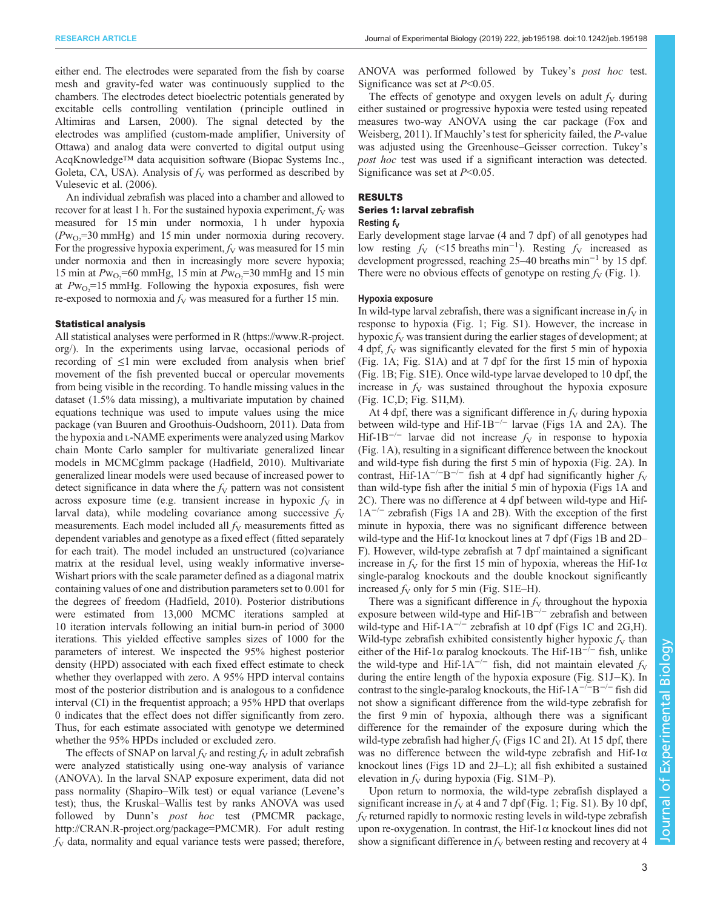either end. The electrodes were separated from the fish by coarse mesh and gravity-fed water was continuously supplied to the chambers. The electrodes detect bioelectric potentials generated by excitable cells controlling ventilation (principle outlined in Altimiras and Larsen, 2000). The signal detected by the electrodes was amplified (custom-made amplifier, University of Ottawa) and analog data were converted to digital output using AcqKnowledge™ data acquisition software (Biopac Systems Inc., Goleta, CA, USA). Analysis of $f_V$ was performed as described by Vulesevic et al. (2006).

An individual zebrafish was placed into a chamber and allowed to recover for at least 1 h. For the sustained hypoxia experiment, $f_V$ was measured for 15 min under normoxia, 1 h under hypoxia ($P_{W_{O_2}}$=30 mmHg) and 15 min under normoxia during recovery. For the progressive hypoxia experiment, $f_V$ was measured for 15 min under normoxia and then in increasingly more severe hypoxia; 15 min at $P_{W_{O_2}}$=60 mmHg, 15 min at $P_{W_{O_2}}$=30 mmHg and 15 min at $P_{W_{O_2}}$=15 mmHg. Following the hypoxia exposures, fish were re-exposed to normoxia and $f_V$ was measured for a further 15 min.

### Statistical analysis

All statistical analyses were performed in R (https://www.R-project.org/). In the experiments using larvae, occasional periods of recording of ≤1 min were excluded from analysis when brief movement of the fish prevented buccal or opercular movements from being visible in the recording. To handle missing values in the dataset (1.5% data missing), a multivariate imputation by chained equations technique was used to impute values using the mice package (van Buuren and Groothuis-Oudshoorn, 2011). Data from the hypoxia and L-NAME experiments were analyzed using Markov chain Monte Carlo sampler for multivariate generalized linear models in MCMCglmm package (Hadfield, 2010). Multivariate generalized linear models were used because of increased power to detect significance in data where the $f_V$ pattern was not consistent across exposure time (e.g. transient increase in hypoxic $f_V$ in larval data), while modeling covariance among successive $f_V$ measurements. Each model included all $f_V$ measurements fitted as dependent variables and genotype as a fixed effect (fitted separately for each trait). The model included an unstructured (co)variance matrix at the residual level, using weakly informative inverse-Wishart priors with the scale parameter defined as a diagonal matrix containing values of one and distribution parameters set to 0.001 for the degrees of freedom (Hadfield, 2010). Posterior distributions were estimated from 13,000 MCMC iterations sampled at 10 iteration intervals following an initial burn-in period of 3000 iterations. This yielded effective samples sizes of 1000 for the parameters of interest. We inspected the 95% highest posterior density (HPD) associated with each fixed effect estimate to check whether they overlapped with zero. A 95% HPD interval contains most of the posterior distribution and is analogous to a confidence interval (CI) in the frequentist approach; a 95% HPD that overlaps 0 indicates that the effect does not differ significantly from zero. Thus, for each estimate associated with genotype we determined whether the 95% HPDs included or excluded zero.

The effects of SNAP on larval $f_V$ and resting $f_V$ in adult zebrafish were analyzed statistically using one-way analysis of variance (ANOVA). In the larval SNAP exposure experiment, data did not pass normality (Shapiro–Wilk test) or equal variance (Levene's test); thus, the Kruskal–Wallis test by ranks ANOVA was used followed by Dunn's *post hoc* test (PMCMR package, http://CRAN.R-project.org/package=PMCMR). For adult resting $f_V$ data, normality and equal variance tests were passed; therefore, ANOVA was performed followed by Tukey's *post hoc* test. Significance was set at $P$<0.05.

The effects of genotype and oxygen levels on adult $f_V$ during either sustained or progressive hypoxia were tested using repeated measures two-way ANOVA using the car package (Fox and Weisberg, 2011). If Mauchly's test for sphericity failed, the $P$-value was adjusted using the Greenhouse–Geisser correction. Tukey's *post hoc* test was used if a significant interaction was detected. Significance was set at $P$<0.05.

## RESULTS

### Series 1: larval zebrafish

#### Resting $f_V$

Early development stage larvae (4 and 7 dpf) of all genotypes had low resting $f_V$ (<15 breaths $\text{min}^{-1}$). Resting $f_V$ increased as development progressed, reaching 25–40 breaths $\text{min}^{-1}$ by 15 dpf. There were no obvious effects of genotype on resting $f_V$ (Fig. 1).

#### Hypoxia exposure

In wild-type larval zebrafish, there was a significant increase in $f_V$ in response to hypoxia (Fig. 1; Fig. S1). However, the increase in hypoxic $f_V$ was transient during the earlier stages of development; at 4 dpf, $f_V$ was significantly elevated for the first 5 min of hypoxia (Fig. 1A; Fig. S1A) and at 7 dpf for the first 15 min of hypoxia (Fig. 1B; Fig. S1E). Once wild-type larvae developed to 10 dpf, the increase in $f_V$ was sustained throughout the hypoxia exposure (Fig. 1C,D; Fig. S1I,M).

At 4 dpf, there was a significant difference in $f_V$ during hypoxia between wild-type and Hif-1B$^{-/-}$ larvae (Figs 1A and 2A). The Hif-1B$^{-/-}$ larvae did not increase $f_V$ in response to hypoxia (Fig. 1A), resulting in a significant difference between the knockout and wild-type fish during the first 5 min of hypoxia (Fig. 2A). In contrast, Hif-1A$^{-/-}$B$^{-/-}$ fish at 4 dpf had significantly higher $f_V$ than wild-type fish after the initial 5 min of hypoxia (Figs 1A and 2C). There was no difference at 4 dpf between wild-type and Hif-1A$^{-/-}$ zebrafish (Figs 1A and 2B). With the exception of the first minute in hypoxia, there was no significant difference between wild-type and the Hif-1α knockout lines at 7 dpf (Figs 1B and 2D–F). However, wild-type zebrafish at 7 dpf maintained a significant increase in $f_V$ for the first 15 min of hypoxia, whereas the Hif-1α single-paralog knockouts and the double knockout significantly increased $f_V$ only for 5 min (Fig. S1E–H).

There was a significant difference in $f_V$ throughout the hypoxia exposure between wild-type and Hif-1B$^{-/-}$ zebrafish and between wild-type and Hif-1A$^{-/-}$ zebrafish at 10 dpf (Figs 1C and 2G,H). Wild-type zebrafish exhibited consistently higher hypoxic $f_V$ than either of the Hif-1α paralog knockouts. The Hif-1B$^{-/-}$ fish, unlike the wild-type and Hif-1A$^{-/-}$ fish, did not maintain elevated $f_V$ during the entire length of the hypoxia exposure (Fig. S1J–K). In contrast to the single-paralog knockouts, the Hif-1A$^{-/-}$B$^{-/-}$ fish did not show a significant difference from the wild-type zebrafish for the first 9 min of hypoxia, although there was a significant difference for the remainder of the exposure during which the wild-type zebrafish had higher $f_V$ (Figs 1C and 2I). At 15 dpf, there was no difference between the wild-type zebrafish and Hif-1α knockout lines (Figs 1D and 2J–L); all fish exhibited a sustained elevation in $f_V$ during hypoxia (Fig. S1M–P).

Upon return to normoxia, the wild-type zebrafish displayed a significant increase in $f_V$ at 4 and 7 dpf (Fig. 1; Fig. S1). By 10 dpf, $f_V$ returned rapidly to normoxic resting levels in wild-type zebrafish upon re-oxygenation. In contrast, the Hif-1α knockout lines did not show a significant difference in $f_V$ between resting and recovery at 4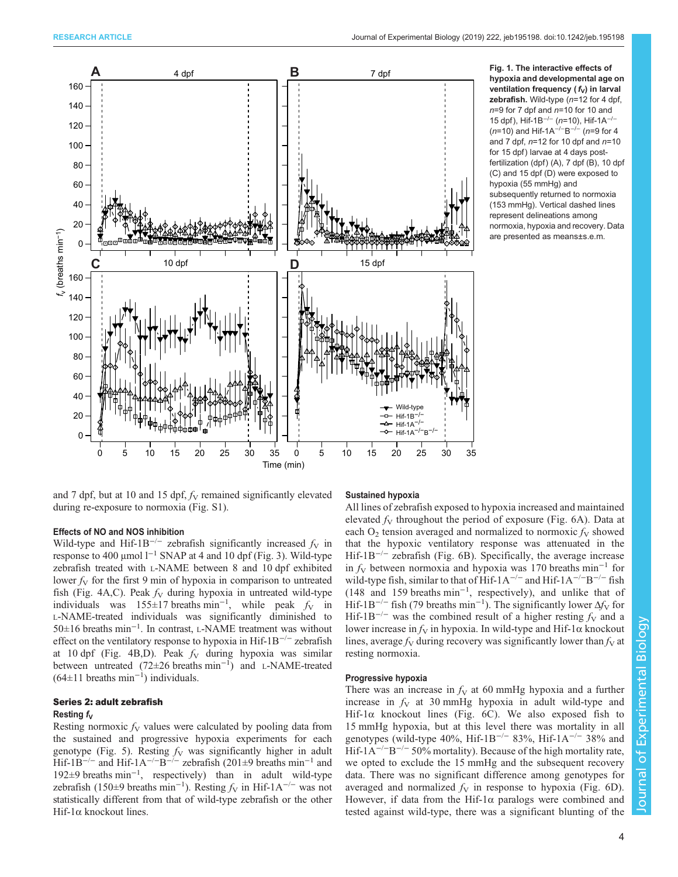**Fig. 1. The interactive effects of hypoxia and developmental age on ventilation frequency ($f_V$) in larval zebrafish.** Wild-type ($n$=12 for 4 dpf, $n$=9 for 7 dpf and $n$=10 for 10 and 15 dpf), Hif-1B$^{-/-}$ ($n$=10), Hif-1A$^{-/-}$ ($n$=10) and Hif-1A$^{-/-}$B$^{-/-}$ ($n$=9 for 4 and 7 dpf, $n$=12 for 10 dpf and $n$=10 for 15 dpf) larvae at 4 days post-fertilization (dpf) (A), 7 dpf (B), 10 dpf (C) and 15 dpf (D) were exposed to hypoxia (55 mmHg) and subsequently returned to normoxia (153 mmHg). Vertical dashed lines represent delineations among normoxia, hypoxia and recovery. Data are presented as means±s.e.m.

and 7 dpf, but at 10 and 15 dpf, $f_V$ remained significantly elevated during re-exposure to normoxia (Fig. S1).

### Effects of NO and NOS inhibition

Wild-type and Hif-1B$^{-/-}$ zebrafish significantly increased $f_V$ in response to 400 µmol l$^{-1}$ SNAP at 4 and 10 dpf (Fig. 3). Wild-type zebrafish treated with L-NAME between 8 and 10 dpf exhibited lower $f_V$ for the first 9 min of hypoxia in comparison to untreated fish (Fig. 4A,C). Peak $f_V$ during hypoxia in untreated wild-type individuals was 155±17 breaths min$^{-1}$, while peak $f_V$ in L-NAME-treated individuals was significantly diminished to 50±16 breaths min$^{-1}$. In contrast, L-NAME treatment was without effect on the ventilatory response to hypoxia in Hif-1B$^{-/-}$ zebrafish at 10 dpf (Fig. 4B,D). Peak $f_V$ during hypoxia was similar between untreated (72±26 breaths min$^{-1}$) and L-NAME-treated (64±11 breaths min$^{-1}$) individuals.

## Series 2: adult zebrafish

### Resting $f_V$

Resting normoxic $f_V$ values were calculated by pooling data from the sustained and progressive hypoxia experiments for each genotype (Fig. 5). Resting $f_V$ was significantly higher in adult Hif-1B$^{-/-}$ and Hif-1A$^{-/-}$B$^{-/-}$ zebrafish (201±9 breaths min$^{-1}$ and 192±9 breaths min$^{-1}$, respectively) than in adult wild-type zebrafish (150±9 breaths min$^{-1}$). Resting $f_V$ in Hif-1A$^{-/-}$ was not statistically different from that of wild-type zebrafish or the other Hif-1α knockout lines.

### Sustained hypoxia

All lines of zebrafish exposed to hypoxia increased and maintained elevated $f_V$ throughout the period of exposure (Fig. 6A). Data at each $O_2$ tension averaged and normalized to normoxic $f_V$ showed that the hypoxic ventilatory response was attenuated in the Hif-1B$^{-/-}$ zebrafish (Fig. 6B). Specifically, the average increase in $f_V$ between normoxia and hypoxia was 170 breaths min$^{-1}$ for wild-type fish, similar to that of Hif-1A$^{-/-}$ and Hif-1A$^{-/-}$B$^{-/-}$ fish (148 and 159 breaths min$^{-1}$, respectively), and unlike that of Hif-1B$^{-/-}$ fish (79 breaths min$^{-1}$). The significantly lower $\Delta f_V$ for Hif-1B$^{-/-}$ was the combined result of a higher resting $f_V$ and a lower increase in $f_V$ in hypoxia. In wild-type and Hif-1α knockout lines, average $f_V$ during recovery was significantly lower than $f_V$ at resting normoxia.

### Progressive hypoxia

There was an increase in $f_V$ at 60 mmHg hypoxia and a further increase in $f_V$ at 30 mmHg hypoxia in adult wild-type and Hif-1α knockout lines (Fig. 6C). We also exposed fish to 15 mmHg hypoxia, but at this level there was mortality in all genotypes (wild-type 40%, Hif-1B$^{-/-}$ 83%, Hif-1A$^{-/-}$ 38% and Hif-1A$^{-/-}$B$^{-/-}$ 50% mortality). Because of the high mortality rate, we opted to exclude the 15 mmHg and the subsequent recovery data. There was no significant difference among genotypes for averaged and normalized $f_V$ in response to hypoxia (Fig. 6D). However, if data from the Hif-1α paralogs were combined and tested against wild-type, there was a significant blunting of the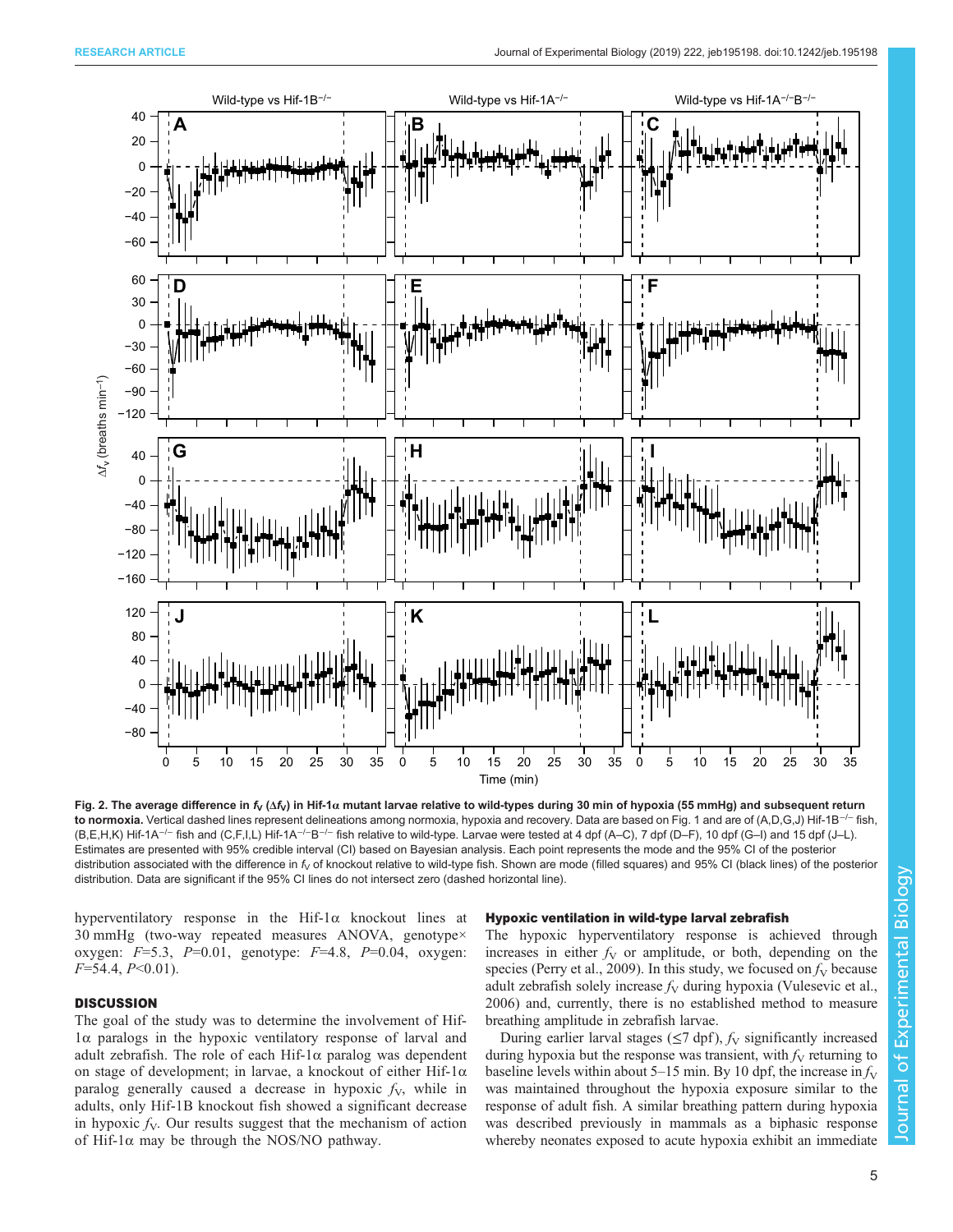**Fig. 2. The average difference in $f_V$ ($\Delta f_V$) in Hif-1α mutant larvae relative to wild-types during 30 min of hypoxia (55 mmHg) and subsequent return to normoxia.** Vertical dashed lines represent delineations among normoxia, hypoxia and recovery. Data are based on Fig. 1 and are of (A,D,G,J) Hif-1B$^{-/-}$ fish, (B,E,H,K) Hif-1A$^{-/-}$ fish and (C,F,I,L) Hif-1A$^{-/-}$B$^{-/-}$ fish relative to wild-type. Larvae were tested at 4 dpf (A–C), 7 dpf (D–F), 10 dpf (G–I) and 15 dpf (J–L). Estimates are presented with 95% credible interval (CI) based on Bayesian analysis. Each point represents the mode and the 95% CI of the posterior distribution associated with the difference in $f_V$ of knockout relative to wild-type fish. Shown are mode (filled squares) and 95% CI (black lines) of the posterior distribution. Data are significant if the 95% CI lines do not intersect zero (dashed horizontal line).

hyperventilatory response in the Hif-1α knockout lines at 30 mmHg (two-way repeated measures ANOVA, genotype× oxygen: $F$=5.3, $P$=0.01, genotype: $F$=4.8, $P$=0.04, oxygen: $F$=54.4, $P$<0.01).

## DISCUSSION

The goal of the study was to determine the involvement of Hif-1α paralogs in the hypoxic ventilatory response of larval and adult zebrafish. The role of each Hif-1α paralog was dependent on stage of development; in larvae, a knockout of either Hif-1α paralog generally caused a decrease in hypoxic $f_V$, while in adults, only Hif-1B knockout fish showed a significant decrease in hypoxic $f_V$. Our results suggest that the mechanism of action of Hif-1α may be through the NOS/NO pathway.

### Hypoxic ventilation in wild-type larval zebrafish

The hypoxic hyperventilatory response is achieved through increases in either $f_V$ or amplitude, or both, depending on the species (Perry et al., 2009). In this study, we focused on $f_V$ because adult zebrafish solely increase $f_V$ during hypoxia (Vulesevic et al., 2006) and, currently, there is no established method to measure breathing amplitude in zebrafish larvae.

During earlier larval stages (≤7 dpf), $f_V$ significantly increased during hypoxia but the response was transient, with $f_V$ returning to baseline levels within about 5–15 min. By 10 dpf, the increase in $f_V$ was maintained throughout the hypoxia exposure similar to the response of adult fish. A similar breathing pattern during hypoxia was described previously in mammals as a biphasic response whereby neonates exposed to acute hypoxia exhibit an immediate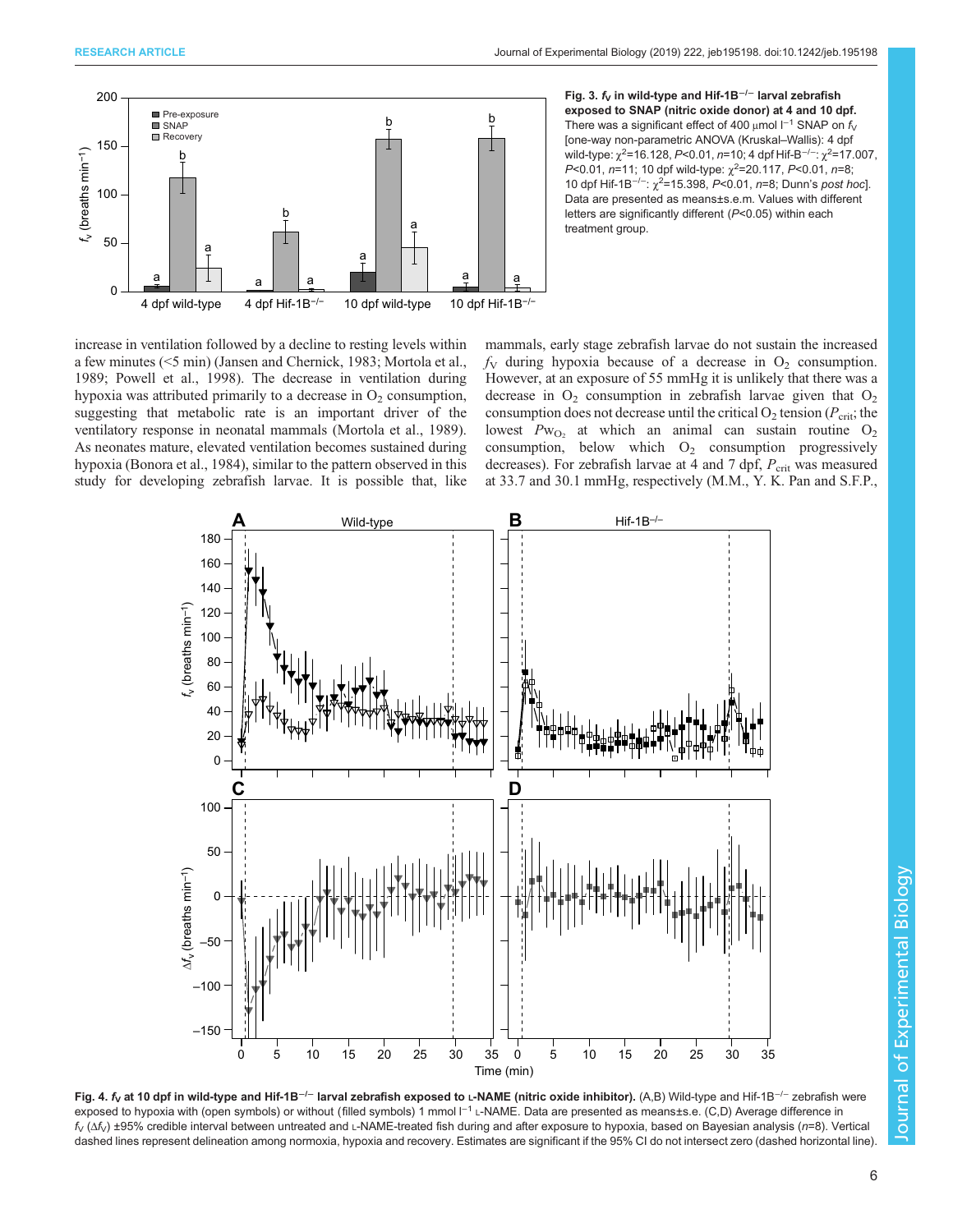**Fig. 3. $f_V$ in wild-type and Hif-1B$^{-/-}$ larval zebrafish exposed to SNAP (nitric oxide donor) at 4 and 10 dpf.** There was a significant effect of 400 µmol l$^{-1}$ SNAP on $f_V$ [one-way non-parametric ANOVA (Kruskal–Wallis): 4 dpf wild-type: $\chi^2$=16.128, $P$<0.01, $n$=10; 4 dpf Hif-B$^{-/-}$: $\chi^2$=17.007, $P$<0.01, $n$=11; 10 dpf wild-type: $\chi^2$=20.117, $P$<0.01, $n$=8; 10 dpf Hif-1B$^{-/-}$: $\chi^2$=15.398, $P$<0.01, $n$=8; Dunn's *post hoc*]. Data are presented as means±s.e.m. Values with different letters are significantly different ($P$<0.05) within each treatment group.

increase in ventilation followed by a decline to resting levels within a few minutes (<5 min) (Jansen and Chernick, 1983; Mortola et al., 1989; Powell et al., 1998). The decrease in ventilation during hypoxia was attributed primarily to a decrease in $O_2$ consumption, suggesting that metabolic rate is an important driver of the ventilatory response in neonatal mammals (Mortola et al., 1989). As neonates mature, elevated ventilation becomes sustained during hypoxia (Bonora et al., 1984), similar to the pattern observed in this study for developing zebrafish larvae. It is possible that, like mammals, early stage zebrafish larvae do not sustain the increased $f_V$ during hypoxia because of a decrease in $O_2$ consumption. However, at an exposure of 55 mmHg it is unlikely that there was a decrease in $O_2$ consumption in zebrafish larvae given that $O_2$ consumption does not decrease until the critical $O_2$ tension ($P_{crit}$; the lowest $Pw_{O_2}$ at which an animal can sustain routine $O_2$ consumption, below which $O_2$ consumption progressively decreases). For zebrafish larvae at 4 and 7 dpf, $P_{crit}$ was measured at 33.7 and 30.1 mmHg, respectively (M.M., Y. K. Pan and S.F.P.,

**Fig. 4. $f_V$ at 10 dpf in wild-type and Hif-1B$^{-/-}$ larval zebrafish exposed to L-NAME (nitric oxide inhibitor).** (A,B) Wild-type and Hif-1B$^{-/-}$ zebrafish were exposed to hypoxia with (open symbols) or without (filled symbols) 1 mmol l$^{-1}$ L-NAME. Data are presented as means±s.e. (C,D) Average difference in $f_V$ ($\Delta f_V$) ±95% credible interval between untreated and L-NAME-treated fish during and after exposure to hypoxia, based on Bayesian analysis ($n$=8). Vertical dashed lines represent delineation among normoxia, hypoxia and recovery. Estimates are significant if the 95% CI do not intersect zero (dashed horizontal line).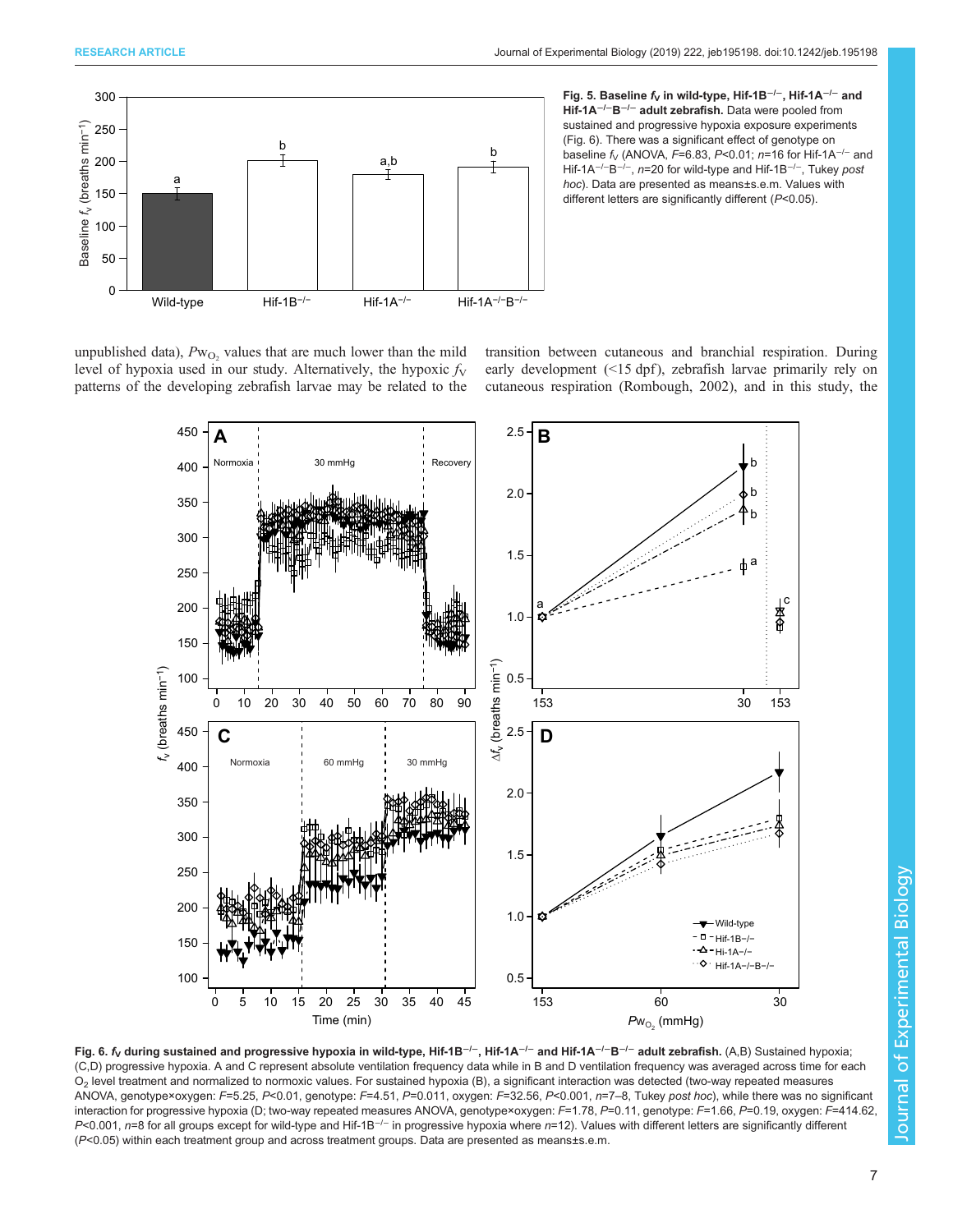**Fig. 5. Baseline $f_V$ in wild-type, Hif-1B$^{-/-}$, Hif-1A$^{-/-}$ and Hif-1A$^{-/-}$B$^{-/-}$ adult zebrafish.** Data were pooled from sustained and progressive hypoxia exposure experiments (Fig. 6). There was a significant effect of genotype on baseline $f_V$ (ANOVA, $F$=6.83, $P$<0.01; $n$=16 for Hif-1A$^{-/-}$ and Hif-1A$^{-/-}$B$^{-/-}$, $n$=20 for wild-type and Hif-1B$^{-/-}$, Tukey *post hoc*). Data are presented as means±s.e.m. Values with different letters are significantly different ($P$<0.05).

unpublished data), $P_{wO_2}$ values that are much lower than the mild level of hypoxia used in our study. Alternatively, the hypoxic $f_V$ patterns of the developing zebrafish larvae may be related to the transition between cutaneous and branchial respiration. During early development (<15 dpf), zebrafish larvae primarily rely on cutaneous respiration (Rombough, 2002), and in this study, the

**Fig. 6. $f_V$ during sustained and progressive hypoxia in wild-type, Hif-1B$^{-/-}$, Hif-1A$^{-/-}$ and Hif-1A$^{-/-}$B$^{-/-}$ adult zebrafish.** (A,B) Sustained hypoxia; (C,D) progressive hypoxia. A and C represent absolute ventilation frequency data while in B and D ventilation frequency was averaged across time for each $O_2$ level treatment and normalized to normoxic values. For sustained hypoxia (B), a significant interaction was detected (two-way repeated measures ANOVA, genotype×oxygen: $F$=5.25, $P$<0.01, genotype: $F$=4.51, $P$=0.011, oxygen: $F$=32.56, $P$<0.001, $n$=7–8, Tukey *post hoc*), while there was no significant interaction for progressive hypoxia (D; two-way repeated measures ANOVA, genotype×oxygen: $F$=1.78, $P$=0.11, genotype: $F$=1.66, $P$=0.19, oxygen: $F$=414.62, $P$<0.001, $n$=8 for all groups except for wild-type and Hif-1B$^{-/-}$ in progressive hypoxia where $n$=12). Values with different letters are significantly different ($P$<0.05) within each treatment group and across treatment groups. Data are presented as means±s.e.m.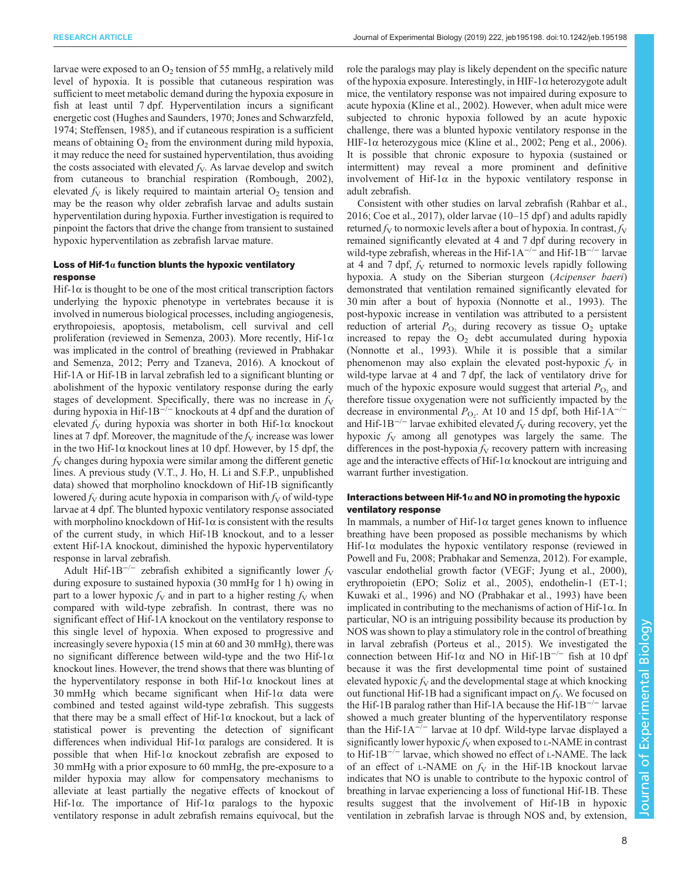larvae were exposed to an $O_2$ tension of 55 mmHg, a relatively mild level of hypoxia. It is possible that cutaneous respiration was sufficient to meet metabolic demand during the hypoxia exposure in fish at least until 7 dpf. Hyperventilation incurs a significant energetic cost (Hughes and Saunders, 1970; Jones and Schwarzfeld, 1974; Steffensen, 1985), and if cutaneous respiration is a sufficient means of obtaining $O_2$ from the environment during mild hypoxia, it may reduce the need for sustained hyperventilation, thus avoiding the costs associated with elevated $f_V$. As larvae develop and switch from cutaneous to branchial respiration (Rombough, 2002), elevated $f_V$ is likely required to maintain arterial $O_2$ tension and may be the reason why older zebrafish larvae and adults sustain hyperventilation during hypoxia. Further investigation is required to pinpoint the factors that drive the change from transient to sustained hypoxic hyperventilation as zebrafish larvae mature.

### Loss of Hif-1α function blunts the hypoxic ventilatory response

Hif-1α is thought to be one of the most critical transcription factors underlying the hypoxic phenotype in vertebrates because it is involved in numerous biological processes, including angiogenesis, erythropoiesis, apoptosis, metabolism, cell survival and cell proliferation (reviewed in Semenza, 2003). More recently, Hif-1α was implicated in the control of breathing (reviewed in Prabhakar and Semenza, 2012; Perry and Tzaneva, 2016). A knockout of Hif-1A or Hif-1B in larval zebrafish led to a significant blunting or abolishment of the hypoxic ventilatory response during the early stages of development. Specifically, there was no increase in $f_V$ during hypoxia in Hif-1B$^{-/-}$ knockouts at 4 dpf and the duration of elevated $f_V$ during hypoxia was shorter in both Hif-1α knockout lines at 7 dpf. Moreover, the magnitude of the $f_V$ increase was lower in the two Hif-1α knockout lines at 10 dpf. However, by 15 dpf, the $f_V$ changes during hypoxia were similar among the different genetic lines. A previous study (V.T., J. Ho, H. Li and S.F.P., unpublished data) showed that morpholino knockdown of Hif-1B significantly lowered $f_V$ during acute hypoxia in comparison with $f_V$ of wild-type larvae at 4 dpf. The blunted hypoxic ventilatory response associated with morpholino knockdown of Hif-1α is consistent with the results of the current study, in which Hif-1B knockout, and to a lesser extent Hif-1A knockout, diminished the hypoxic hyperventilatory response in larval zebrafish.

Adult Hif-1B$^{-/-}$ zebrafish exhibited a significantly lower $f_V$ during exposure to sustained hypoxia (30 mmHg for 1 h) owing in part to a lower hypoxic $f_V$ and in part to a higher resting $f_V$ when compared with wild-type zebrafish. In contrast, there was no significant effect of Hif-1A knockout on the ventilatory response to this single level of hypoxia. When exposed to progressive and increasingly severe hypoxia (15 min at 60 and 30 mmHg), there was no significant difference between wild-type and the two Hif-1α knockout lines. However, the trend shows that there was blunting of the hyperventilatory response in both Hif-1α knockout lines at 30 mmHg which became significant when Hif-1α data were combined and tested against wild-type zebrafish. This suggests that there may be a small effect of Hif-1α knockout, but a lack of statistical power is preventing the detection of significant differences when individual Hif-1α paralogs are considered. It is possible that when Hif-1α knockout zebrafish are exposed to 30 mmHg with a prior exposure to 60 mmHg, the pre-exposure to a milder hypoxia may allow for compensatory mechanisms to alleviate at least partially the negative effects of knockout of Hif-1α. The importance of Hif-1α paralogs to the hypoxic ventilatory response in adult zebrafish remains equivocal, but the role the paralogs may play is likely dependent on the specific nature of the hypoxia exposure. Interestingly, in HIF-1α heterozygote adult mice, the ventilatory response was not impaired during exposure to acute hypoxia (Kline et al., 2002). However, when adult mice were subjected to chronic hypoxia followed by an acute hypoxic challenge, there was a blunted hypoxic ventilatory response in the HIF-1α heterozygous mice (Kline et al., 2002; Peng et al., 2006). It is possible that chronic exposure to hypoxia (sustained or intermittent) may reveal a more prominent and definitive involvement of Hif-1α in the hypoxic ventilatory response in adult zebrafish.

Consistent with other studies on larval zebrafish (Rahbar et al., 2016; Coe et al., 2017), older larvae (10–15 dpf) and adults rapidly returned $f_V$ to normoxic levels after a bout of hypoxia. In contrast, $f_V$ remained significantly elevated at 4 and 7 dpf during recovery in wild-type zebrafish, whereas in the Hif-1A$^{-/-}$ and Hif-1B$^{-/-}$ larvae at 4 and 7 dpf, $f_V$ returned to normoxic levels rapidly following hypoxia. A study on the Siberian sturgeon (*Acipenser baeri*) demonstrated that ventilation remained significantly elevated for 30 min after a bout of hypoxia (Nonnotte et al., 1993). The post-hypoxic increase in ventilation was attributed to a persistent reduction of arterial $P_{O_2}$ during recovery as tissue $O_2$ uptake increased to repay the $O_2$ debt accumulated during hypoxia (Nonnotte et al., 1993). While it is possible that a similar phenomenon may also explain the elevated post-hypoxic $f_V$ in wild-type larvae at 4 and 7 dpf, the lack of ventilatory drive for much of the hypoxic exposure would suggest that arterial $P_{O_2}$ and therefore tissue oxygenation were not sufficiently impacted by the decrease in environmental $P_{O_2}$. At 10 and 15 dpf, both Hif-1A$^{-/-}$ and Hif-1B$^{-/-}$ larvae exhibited elevated $f_V$ during recovery, yet the hypoxic $f_V$ among all genotypes was largely the same. The differences in the post-hypoxia $f_V$ recovery pattern with increasing age and the interactive effects of Hif-1α knockout are intriguing and warrant further investigation.

### Interactions between Hif-1α and NO in promoting the hypoxic ventilatory response

In mammals, a number of Hif-1α target genes known to influence breathing have been proposed as possible mechanisms by which Hif-1α modulates the hypoxic ventilatory response (reviewed in Powell and Fu, 2008; Prabhakar and Semenza, 2012). For example, vascular endothelial growth factor (VEGF; Jyung et al., 2000), erythropoietin (EPO; Soliz et al., 2005), endothelin-1 (ET-1; Kuwaki et al., 1996) and NO (Prabhakar et al., 1993) have been implicated in contributing to the mechanisms of action of Hif-1α. In particular, NO is an intriguing possibility because its production by NOS was shown to play a stimulatory role in the control of breathing in larval zebrafish (Porteus et al., 2015). We investigated the connection between Hif-1α and NO in Hif-1B$^{-/-}$ fish at 10 dpf because it was the first developmental time point of sustained elevated hypoxic $f_V$ and the developmental stage at which knocking out functional Hif-1B had a significant impact on $f_V$. We focused on the Hif-1B paralog rather than Hif-1A because the Hif-1B$^{-/-}$ larvae showed a much greater blunting of the hyperventilatory response than the Hif-1A$^{-/-}$ larvae at 10 dpf. Wild-type larvae displayed a significantly lower hypoxic $f_V$ when exposed to L-NAME in contrast to Hif-1B$^{-/-}$ larvae, which showed no effect of L-NAME. The lack of an effect of L-NAME on $f_V$ in the Hif-1B knockout larvae indicates that NO is unable to contribute to the hypoxic control of breathing in larvae experiencing a loss of functional Hif-1B. These results suggest that the involvement of Hif-1B in hypoxic ventilation in zebrafish larvae is through NOS and, by extension,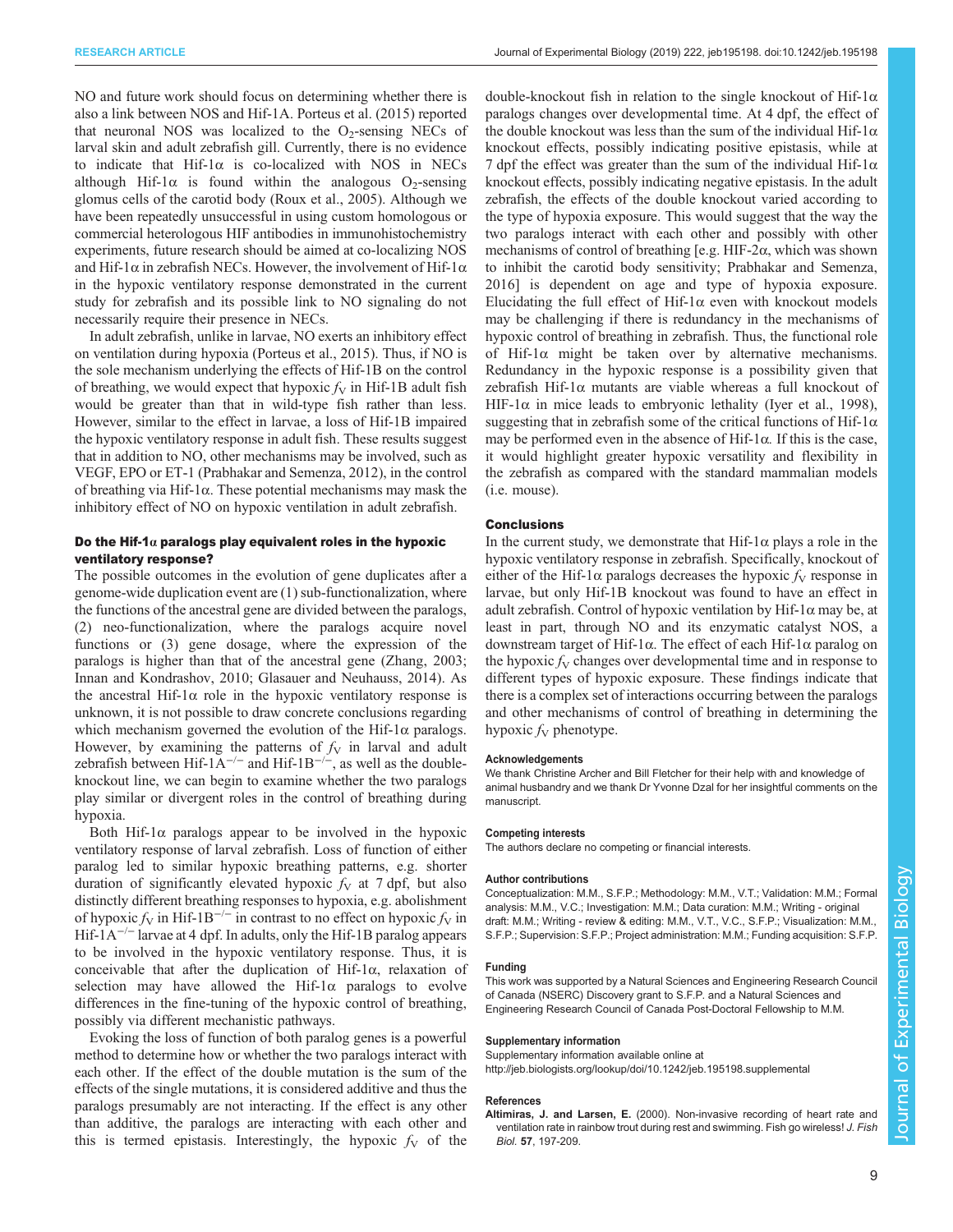NO and future work should focus on determining whether there is also a link between NOS and Hif-1A. Porteus et al. (2015) reported that neuronal NOS was localized to the $O_2$-sensing NECs of larval skin and adult zebrafish gill. Currently, there is no evidence to indicate that Hif-1α is co-localized with NOS in NECs although Hif-1α is found within the analogous $O_2$-sensing glomus cells of the carotid body (Roux et al., 2005). Although we have been repeatedly unsuccessful in using custom homologous or commercial heterologous HIF antibodies in immunohistochemistry experiments, future research should be aimed at co-localizing NOS and Hif-1α in zebrafish NECs. However, the involvement of Hif-1α in the hypoxic ventilatory response demonstrated in the current study for zebrafish and its possible link to NO signaling do not necessarily require their presence in NECs.

In adult zebrafish, unlike in larvae, NO exerts an inhibitory effect on ventilation during hypoxia (Porteus et al., 2015). Thus, if NO is the sole mechanism underlying the effects of Hif-1B on the control of breathing, we would expect that hypoxic $f_V$ in Hif-1B adult fish would be greater than that in wild-type fish rather than less. However, similar to the effect in larvae, a loss of Hif-1B impaired the hypoxic ventilatory response in adult fish. These results suggest that in addition to NO, other mechanisms may be involved, such as VEGF, EPO or ET-1 (Prabhakar and Semenza, 2012), in the control of breathing via Hif-1α. These potential mechanisms may mask the inhibitory effect of NO on hypoxic ventilation in adult zebrafish.

### Do the Hif-1α paralogs play equivalent roles in the hypoxic ventilatory response?

The possible outcomes in the evolution of gene duplicates after a genome-wide duplication event are (1) sub-functionalization, where the functions of the ancestral gene are divided between the paralogs, (2) neo-functionalization, where the paralogs acquire novel functions or (3) gene dosage, where the expression of the paralogs is higher than that of the ancestral gene (Zhang, 2003; Innan and Kondrashov, 2010; Glasauer and Neuhauss, 2014). As the ancestral Hif-1α role in the hypoxic ventilatory response is unknown, it is not possible to draw concrete conclusions regarding which mechanism governed the evolution of the Hif-1α paralogs. However, by examining the patterns of $f_V$ in larval and adult zebrafish between Hif-1A$^{-/-}$ and Hif-1B$^{-/-}$, as well as the double-knockout line, we can begin to examine whether the two paralogs play similar or divergent roles in the control of breathing during hypoxia.

Both Hif-1α paralogs appear to be involved in the hypoxic ventilatory response of larval zebrafish. Loss of function of either paralog led to similar hypoxic breathing patterns, e.g. shorter duration of significantly elevated hypoxic $f_V$ at 7 dpf, but also distinctly different breathing responses to hypoxia, e.g. abolishment of hypoxic $f_V$ in Hif-1B$^{-/-}$ in contrast to no effect on hypoxic $f_V$ in Hif-1A$^{-/-}$ larvae at 4 dpf. In adults, only the Hif-1B paralog appears to be involved in the hypoxic ventilatory response. Thus, it is conceivable that after the duplication of Hif-1α, relaxation of selection may have allowed the Hif-1α paralogs to evolve differences in the fine-tuning of the hypoxic control of breathing, possibly via different mechanistic pathways.

Evoking the loss of function of both paralog genes is a powerful method to determine how or whether the two paralogs interact with each other. If the effect of the double mutation is the sum of the effects of the single mutations, it is considered additive and thus the paralogs presumably are not interacting. If the effect is any other than additive, the paralogs are interacting with each other and this is termed epistasis. Interestingly, the hypoxic $f_V$ of the double-knockout fish in relation to the single knockout of Hif-1α paralogs changes over developmental time. At 4 dpf, the effect of the double knockout was less than the sum of the individual Hif-1α knockout effects, possibly indicating positive epistasis, while at 7 dpf the effect was greater than the sum of the individual Hif-1α knockout effects, possibly indicating negative epistasis. In the adult zebrafish, the effects of the double knockout varied according to the type of hypoxia exposure. This would suggest that the way the two paralogs interact with each other and possibly with other mechanisms of control of breathing [e.g. HIF-2α, which was shown to inhibit the carotid body sensitivity; Prabhakar and Semenza, 2016] is dependent on age and type of hypoxia exposure. Elucidating the full effect of Hif-1α even with knockout models may be challenging if there is redundancy in the mechanisms of hypoxic control of breathing in zebrafish. Thus, the functional role of Hif-1α might be taken over by alternative mechanisms. Redundancy in the hypoxic response is a possibility given that zebrafish Hif-1α mutants are viable whereas a full knockout of HIF-1α in mice leads to embryonic lethality (Iyer et al., 1998), suggesting that in zebrafish some of the critical functions of Hif-1α may be performed even in the absence of Hif-1α. If this is the case, it would highlight greater hypoxic versatility and flexibility in the zebrafish as compared with the standard mammalian models (i.e. mouse).

## Conclusions

In the current study, we demonstrate that Hif-1α plays a role in the hypoxic ventilatory response in zebrafish. Specifically, knockout of either of the Hif-1α paralogs decreases the hypoxic $f_V$ response in larvae, but only Hif-1B knockout was found to have an effect in adult zebrafish. Control of hypoxic ventilation by Hif-1α may be, at least in part, through NO and its enzymatic catalyst NOS, a downstream target of Hif-1α. The effect of each Hif-1α paralog on the hypoxic $f_V$ changes over developmental time and in response to different types of hypoxic exposure. These findings indicate that there is a complex set of interactions occurring between the paralogs and other mechanisms of control of breathing in determining the hypoxic $f_V$ phenotype.

#### Acknowledgements

We thank Christine Archer and Bill Fletcher for their help with and knowledge of animal husbandry and we thank Dr Yvonne Dzal for her insightful comments on the manuscript.

#### Competing interests

The authors declare no competing or financial interests.

#### Author contributions

Conceptualization: M.M., S.F.P.; Methodology: M.M., V.T.; Validation: M.M.; Formal analysis: M.M., V.C.; Investigation: M.M.; Data curation: M.M.; Writing - original draft: M.M.; Writing - review & editing: M.M., V.T., V.C., S.F.P.; Visualization: M.M., S.F.P.; Supervision: S.F.P.; Project administration: M.M.; Funding acquisition: S.F.P.

#### Funding

This work was supported by a Natural Sciences and Engineering Research Council of Canada (NSERC) Discovery grant to S.F.P. and a Natural Sciences and Engineering Research Council of Canada Post-Doctoral Fellowship to M.M.

#### Supplementary information

Supplementary information available online at http://jeb.biologists.org/lookup/doi/10.1242/jeb.195198.supplemental

#### References

**Altimiras, J. and Larsen, E.** (2000). Non-invasive recording of heart rate and ventilation rate in rainbow trout during rest and swimming. Fish go wireless! *J. Fish Biol.* **57**, 197-209.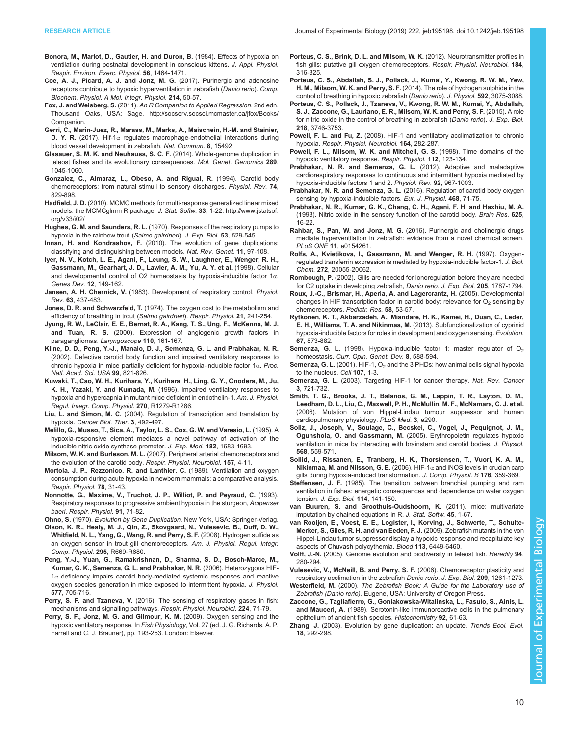**Bonora, M., Marlot, D., Gautier, H. and Duron, B.** (1984). Effects of hypoxia on ventilation during postnatal development in conscious kittens. *J. Appl. Physiol. Respir. Environ. Exerc. Physiol.* **56**, 1464-1471.

**Coe, A. J., Picard, A. J. and Jonz, M. G.** (2017). Purinergic and adenosine receptors contribute to hypoxic hyperventilation in zebrafish (*Danio rerio*). *Comp. Biochem. Physiol. A Mol. Integr. Physiol.* **214**, 50-57.

**Fox, J. and Weisberg, S.** (2011). *An R Companion to Applied Regression*, 2nd edn. Thousand Oaks, USA: Sage. http://socserv.socsci.mcmaster.ca/jfox/Books/Companion.

**Gerri, C., Marín-Juez, R., Marass, M., Marks, A., Maischein, H.-M. and Stainier, D. Y. R.** (2017). Hif-1α regulates macrophage-endothelial interactions during blood vessel development in zebrafish. *Nat. Commun.* **8**, 15492.

**Glasauer, S. M. K. and Neuhauss, S. C. F.** (2014). Whole-genome duplication in teleost fishes and its evolutionary consequences. *Mol. Genet. Genomics* **289**, 1045-1060.

**Gonzalez, C., Almaraz, L., Obeso, A. and Rigual, R.** (1994). Carotid body chemoreceptors: from natural stimuli to sensory discharges. *Physiol. Rev.* **74**, 829-898.

**Hadfield, J. D.** (2010). MCMC methods for multi-response generalized linear mixed models: the MCMCglmm R package. *J. Stat. Softw.* **33**, 1-22. http://www.jstatsof.org/v33/i02/

**Hughes, G. M. and Saunders, R. L.** (1970). Responses of the respiratory pumps to hypoxia in the rainbow trout (*Salmo gairdneri*). *J. Exp. Biol.* **53**, 529-545.

**Innan, H. and Kondrashov, F.** (2010). The evolution of gene duplications: classifying and distinguishing between models. *Nat. Rev. Genet.* **11**, 97-108.

**Iyer, N. V., Kotch, L. E., Agani, F., Leung, S. W., Laughner, E., Wenger, R. H., Gassmann, M., Gearhart, J. D., Lawler, A. M., Yu, A. Y. et al.** (1998). Cellular and developmental control of O2 homeostasis by hypoxia-inducible factor 1α. *Genes Dev.* **12**, 149-162.

**Jansen, A. H. and Chernick, V.** (1983). Development of respiratory control. *Physiol. Rev.* **63**, 437-483.

**Jones, D. R. and Schwarzfeld, T.** (1974). The oxygen cost to the metabolism and efficiency of breathing in trout (*Salmo gairdneri*). *Respir. Physiol.* **21**, 241-254.

**Jyung, R. W., LeClair, E. E., Bernat, R. A., Kang, T. S., Ung, F., McKenna, M. J. and Tuan, R. S.** (2000). Expression of angiogenic growth factors in paragangliomas. *Laryngoscope* **110**, 161-167.

**Kline, D. D., Peng, Y.-J., Manalo, D. J., Semenza, G. L. and Prabhakar, N. R.** (2002). Defective carotid body function and impaired ventilatory responses to chronic hypoxia in mice partially deficient for hypoxia-inducible factor 1α. *Proc. Natl. Acad. Sci. USA* **99**, 821-826.

**Kuwaki, T., Cao, W. H., Kurihara, Y., Kurihara, H., Ling, G. Y., Onodera, M., Ju, K. H., Yazaki, Y. and Kumada, M.** (1996). Impaired ventilatory responses to hypoxia and hypercapnia in mutant mice deficient in endothelin-1. *Am. J. Physiol. Regul. Integr. Comp. Physiol.* **270**, R1279-R1286.

**Liu, L. and Simon, M. C.** (2004). Regulation of transcription and translation by hypoxia. *Cancer Biol. Ther.* **3**, 492-497.

**Melillo, G., Musso, T., Sica, A., Taylor, L. S., Cox, G. W. and Varesio, L.** (1995). A hypoxia-responsive element mediates a novel pathway of activation of the inducible nitric oxide synthase promoter. *J. Exp. Med.* **182**, 1683-1693.

**Milsom, W. K. and Burleson, M. L.** (2007). Peripheral arterial chemoreceptors and the evolution of the carotid body. *Respir. Physiol. Neurobiol.* **157**, 4-11.

**Mortola, J. P., Rezzonico, R. and Lanthier, C.** (1989). Ventilation and oxygen consumption during acute hypoxia in newborn mammals: a comparative analysis. *Respir. Physiol.* **78**, 31-43.

**Nonnotte, G., Maxime, V., Truchot, J. P., Williot, P. and Peyraud, C.** (1993). Respiratory responses to progressive ambient hypoxia in the sturgeon, *Acipenser baeri*. *Respir. Physiol.* **91**, 71-82.

**Ohno, S.** (1970). *Evolution by Gene Duplication*. New York, USA: Springer-Verlag.

**Olson, K. R., Healy, M. J., Qin, Z., Skovgaard, N., Vulesevic, B., Duff, D. W., Whitfield, N. L., Yang, G., Wang, R. and Perry, S. F.** (2008). Hydrogen sulfide as an oxygen sensor in trout gill chemoreceptors. *Am. J. Physiol. Regul. Integr. Comp. Physiol.* **295**, R669-R680.

**Peng, Y.-J., Yuan, G., Ramakrishnan, D., Sharma, S. D., Bosch-Marce, M., Kumar, G. K., Semenza, G. L. and Prabhakar, N. R.** (2006). Heterozygous HIF-1α deficiency impairs carotid body-mediated systemic responses and reactive oxygen species generation in mice exposed to intermittent hypoxia. *J. Physiol.* **577**, 705-716.

**Perry, S. F. and Tzaneva, V.** (2016). The sensing of respiratory gases in fish: mechanisms and signalling pathways. *Respir. Physiol. Neurobiol.* **224**, 71-79.

**Perry, S. F., Jonz, M. G. and Gilmour, K. M.** (2009). Oxygen sensing and the hypoxic ventilatory response. In *Fish Physiology*, Vol. 27 (ed. J. G. Richards, A. P. Farrell and C. J. Brauner), pp. 193-253. London: Elsevier.

**Porteus, C. S., Brink, D. L. and Milsom, W. K.** (2012). Neurotransmitter profiles in fish gills: putative gill oxygen chemoreceptors. *Respir. Physiol. Neurobiol.* **184**, 316-325.

**Porteus, C. S., Abdallah, S. J., Pollack, J., Kumai, Y., Kwong, R. W. M., Yew, H. M., Milsom, W. K. and Perry, S. F.** (2014). The role of hydrogen sulphide in the control of breathing in hypoxic zebrafish (*Danio rerio*). *J. Physiol.* **592**, 3075-3088.

**Porteus, C. S., Pollack, J., Tzaneva, V., Kwong, R. W. M., Kumai, Y., Abdallah, S. J., Zaccone, G., Lauriano, E. R., Milsom, W. K. and Perry, S. F.** (2015). A role for nitric oxide in the control of breathing in zebrafish (*Danio rerio*). *J. Exp. Biol.* **218**, 3746-3753.

**Powell, F. L. and Fu, Z.** (2008). HIF-1 and ventilatory acclimatization to chronic hypoxia. *Respir. Physiol. Neurobiol.* **164**, 282-287.

**Powell, F. L., Milsom, W. K. and Mitchell, G. S.** (1998). Time domains of the hypoxic ventilatory response. *Respir. Physiol.* **112**, 123-134.

**Prabhakar, N. R. and Semenza, G. L.** (2012). Adaptive and maladaptive cardiorespiratory responses to continuous and intermittent hypoxia mediated by hypoxia-inducible factors 1 and 2. *Physiol. Rev.* **92**, 967-1003.

**Prabhakar, N. R. and Semenza, G. L.** (2016). Regulation of carotid body oxygen sensing by hypoxia-inducible factors. *Eur. J. Physiol.* **468**, 71-75.

**Prabhakar, N. R., Kumar, G. K., Chang, C. H., Agani, F. H. and Haxhiu, M. A.** (1993). Nitric oxide in the sensory function of the carotid body. *Brain Res.* **625**, 16-22.

**Rahbar, S., Pan, W. and Jonz, M. G.** (2016). Purinergic and cholinergic drugs mediate hyperventilation in zebrafish: evidence from a novel chemical screen. *PLoS ONE* **11**, e0154261.

**Rolfs, A., Kvietikova, I., Gassmann, M. and Wenger, R. H.** (1997). Oxygen-regulated transferrin expression is mediated by hypoxia-inducible factor-1. *J. Biol. Chem.* **272**, 20055-20062.

**Rombough, P.** (2002). Gills are needed for ionoregulation before they are needed for O2 uptake in developing zebrafish, *Danio rerio*. *J. Exp. Biol.* **205**, 1787-1794.

**Roux, J.-C., Brismar, H., Aperia, A. and Lagercrantz, H.** (2005). Developmental changes in HIF transcription factor in carotid body: relevance for $O_2$ sensing by chemoreceptors. *Pediatr. Res.* **58**, 53-57.

**Rytkönen, K. T., Akbarzadeh, A., Miandare, H. K., Kamei, H., Duan, C., Leder, E. H., Williams, T. A. and Nikinmaa, M.** (2013). Subfunctionalization of cyprinid hypoxia-inducible factors for roles in development and oxygen sensing. *Evolution.* **67**, 873-882.

**Semenza, G. L.** (1998). Hypoxia-inducible factor 1: master regulator of $O_2$ homeostasis. *Curr. Opin. Genet. Dev.* **8**, 588-594.

**Semenza, G. L.** (2001). HIF-1, $O_2$ and the 3 PHDs: how animal cells signal hypoxia to the nucleus. *Cell* **107**, 1-3.

**Semenza, G. L.** (2003). Targeting HIF-1 for cancer therapy. *Nat. Rev. Cancer* **3**, 721-732.

**Smith, T. G., Brooks, J. T., Balanos, G. M., Lappin, T. R., Layton, D. M., Leedham, D. L., Liu, C., Maxwell, P. H., McMullin, M. F., McNamara, C. J. et al.** (2006). Mutation of von Hippel-Lindau tumour suppressor and human cardiopulmonary physiology. *PLoS Med.* **3**, e290.

**Soliz, J., Joseph, V., Soulage, C., Becskei, C., Vogel, J., Pequignot, J. M., Ogunshola, O. and Gassmann, M.** (2005). Erythropoietin regulates hypoxic ventilation in mice by interacting with brainstem and carotid bodies. *J. Physiol.* **568**, 559-571.

**Sollid, J., Rissanen, E., Tranberg, H. K., Thorstensen, T., Vuori, K. A. M., Nikinmaa, M. and Nilsson, G. E.** (2006). HIF-1α and iNOS levels in crucian carp gills during hypoxia-induced transformation. *J. Comp. Physiol. B* **176**, 359-369.

**Steffensen, J. F.** (1985). The transition between branchial pumping and ram ventilation in fishes: energetic consequences and dependence on water oxygen tension. *J. Exp. Biol.* **114**, 141-150.

**van Buuren, S. and Groothuis-Oudshoorn, K.** (2011). mice: multivariate imputation by chained equations in R. *J. Stat. Softw.* **45**, 1-67.

**van Rooijen, E., Voest, E. E., Logister, I., Korving, J., Schwerte, T., Schulte-Merker, S., Giles, R. H. and van Eeden, F. J.** (2009). Zebrafish mutants in the von Hippel-Lindau tumor suppressor display a hypoxic response and recapitulate key aspects of Chuvash polycythemia. *Blood* **113**, 6449-6460.

**Volff, J.-N.** (2005). Genome evolution and biodiversity in teleost fish. *Heredity* **94**, 280-294.

**Vulesevic, V., McNeill, B. and Perry, S. F.** (2006). Chemoreceptor plasticity and respiratory acclimation in the zebrafish *Danio rerio*. *J. Exp. Biol.* **209**, 1261-1273.

**Westerfield, M.** (2000). *The Zebrafish Book: A Guide for the Laboratory use of Zebrafish (Danio rerio)*. Eugene, USA: University of Oregon Press.

**Zaccone, G., Tagliafierro, G., Goniakowska-Witalinska, L., Fasulo, S., Ainis, L. and Mauceri, A.** (1989). Serotonin-like immunoreactive cells in the pulmonary epithelium of ancient fish species. *Histochemistry* **92**, 61-63.

**Zhang, J.** (2003). Evolution by gene duplication: an update. *Trends Ecol. Evol.* **18**, 292-298.